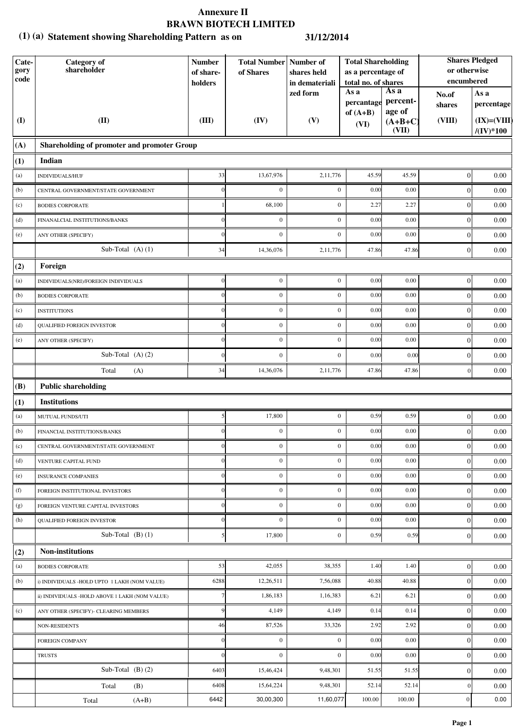# Annexure II

## BRAWN BIOTECH LIMITED

### (1) (a) Statement showing Shareholding Pattern as on 31/12/2014

| Category code | Category of shareholder | Number of share-holders | Total Number of Shares | Number of shares held in dematerialized form | Total Shareholding as a percentage of total no. of shares | | Shares Pledged or otherwise encumbered | |
|---|---|---|---|---|---|---|---|---|
| | | | | | As a percantage of (A+B) | As a percent-age of (A+B+C) | No.of shares | As a percentage |
| (I) | (II) | (III) | (IV) | (V) | (VI) | (VII) | (VIII) | (IX)=(VIII)/(IV)*100 |
| (A) | Shareholding of promoter and promoter Group | | | | | | | |
| (1) | Indian | | | | | | | |
| (a) | INDIVIDUALS/HUF | 33 | 13,67,976 | 2,11,776 | 45.59 | 45.59 | 0 | 0.00 |
| (b) | CENTRAL GOVERNMENT/STATE GOVERNMENT | 0 | 0 | 0 | 0.00 | 0.00 | 0 | 0.00 |
| (c) | BODIES CORPORATE | 1 | 68,100 | 0 | 2.27 | 2.27 | 0 | 0.00 |
| (d) | FINANALCIAL INSTITUTIONS/BANKS | 0 | 0 | 0 | 0.00 | 0.00 | 0 | 0.00 |
| (e) | ANY OTHER (SPECIFY) | 0 | 0 | 0 | 0.00 | 0.00 | 0 | 0.00 |
| | Sub-Total (A) (1) | 34 | 14,36,076 | 2,11,776 | 47.86 | 47.86 | 0 | 0.00 |
| (2) | Foreign | | | | | | | |
| (a) | INDIVIDUALS(NRI)/FOREIGN INDIVIDUALS | 0 | 0 | 0 | 0.00 | 0.00 | 0 | 0.00 |
| (b) | BODIES CORPORATE | 0 | 0 | 0 | 0.00 | 0.00 | 0 | 0.00 |
| (c) | INSTITUTIONS | 0 | 0 | 0 | 0.00 | 0.00 | 0 | 0.00 |
| (d) | QUALIFIED FOREIGN INVESTOR | 0 | 0 | 0 | 0.00 | 0.00 | 0 | 0.00 |
| (e) | ANY OTHER (SPECIFY) | 0 | 0 | 0 | 0.00 | 0.00 | 0 | 0.00 |
| | Sub-Total (A) (2) | 0 | 0 | 0 | 0.00 | 0.00 | 0 | 0.00 |
| | Total (A) | 34 | 14,36,076 | 2,11,776 | 47.86 | 47.86 | 0 | 0.00 |
| (B) | Public shareholding | | | | | | | |
| (1) | Institutions | | | | | | | |
| (a) | MUTUAL FUNDS/UTI | 5 | 17,800 | 0 | 0.59 | 0.59 | 0 | 0.00 |
| (b) | FINANCIAL INSTITUTIONS/BANKS | 0 | 0 | 0 | 0.00 | 0.00 | 0 | 0.00 |
| (c) | CENTRAL GOVERNMENT/STATE GOVERNMENT | 0 | 0 | 0 | 0.00 | 0.00 | 0 | 0.00 |
| (d) | VENTURE CAPITAL FUND | 0 | 0 | 0 | 0.00 | 0.00 | 0 | 0.00 |
| (e) | INSURANCE COMPANIES | 0 | 0 | 0 | 0.00 | 0.00 | 0 | 0.00 |
| (f) | FOREIGN INSTITUTIONAL INVESTORS | 0 | 0 | 0 | 0.00 | 0.00 | 0 | 0.00 |
| (g) | FOREIGN VENTURE CAPITAL INVESTORS | 0 | 0 | 0 | 0.00 | 0.00 | 0 | 0.00 |
| (h) | QUALIFIED FOREIGN INVESTOR | 0 | 0 | 0 | 0.00 | 0.00 | 0 | 0.00 |
| | Sub-Total (B) (1) | 5 | 17,800 | 0 | 0.59 | 0.59 | 0 | 0.00 |
| (2) | Non-institutions | | | | | | | |
| (a) | BODIES CORPORATE | 53 | 42,055 | 38,355 | 1.40 | 1.40 | 0 | 0.00 |
| (b) | i) INDIVIDUALS -HOLD UPTO 1 LAKH (NOM VALUE) | 6288 | 12,26,511 | 7,56,088 | 40.88 | 40.88 | 0 | 0.00 |
| | ii) INDIVIDUALS -HOLD ABOVE 1 LAKH (NOM VALUE) | 7 | 1,86,183 | 1,16,383 | 6.21 | 6.21 | 0 | 0.00 |
| (c) | ANY OTHER (SPECIFY)- CLEARING MEMBERS | 9 | 4,149 | 4,149 | 0.14 | 0.14 | 0 | 0.00 |
| | NON-RESIDENTS | 46 | 87,526 | 33,326 | 2.92 | 2.92 | 0 | 0.00 |
| | FOREIGN COMPANY | 0 | 0 | 0 | 0.00 | 0.00 | 0 | 0.00 |
| | TRUSTS | 0 | 0 | 0 | 0.00 | 0.00 | 0 | 0.00 |
| | Sub-Total (B) (2) | 6403 | 15,46,424 | 9,48,301 | 51.55 | 51.55 | 0 | 0.00 |
| | Total (B) | 6408 | 15,64,224 | 9,48,301 | 52.14 | 52.14 | 0 | 0.00 |
| | Total (A+B) | 6442 | 30,00,300 | 11,60,077 | 100.00 | 100.00 | 0 | 0.00 |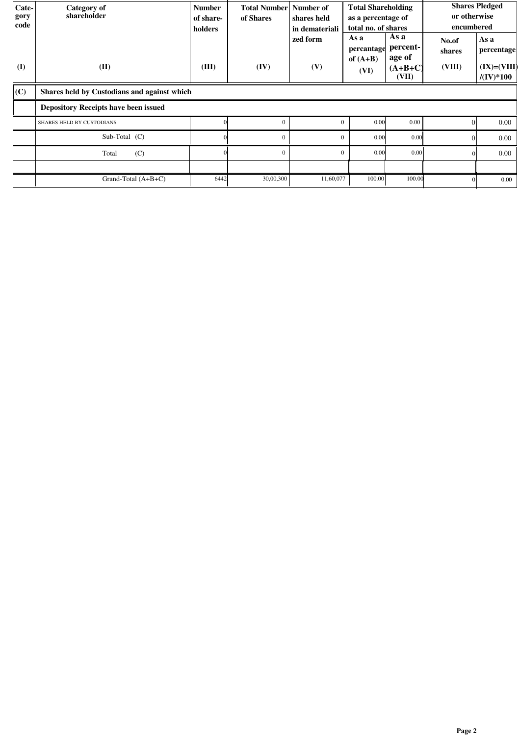| Category code | Category of shareholder | Number of share-holders | Total Number of Shares | Number of shares held in dematerialized form | Total Shareholding as a percentage of total no. of shares | | Shares Pledged or otherwise encumbered | |
|---|---|---|---|---|---|---|---|---|
| | | | | | As a percantage of (A+B) | As a percent-age of (A+B+C) | No.of shares | As a percentage |
| (I) | (II) | (III) | (IV) | (V) | (VI) | (VII) | (VIII) | (IX)=(VIII)/(IV)*100 |
| **(C)** | **Shares held by Custodians and against which** | | | | | | | |
| | **Depository Receipts have been issued** | | | | | | | |
| | SHARES HELD BY CUSTODIANS | 0 | 0 | 0 | 0.00 | 0.00 | 0 | 0.00 |
| | Sub-Total (C) | 0 | 0 | 0 | 0.00 | 0.00 | 0 | 0.00 |
| | Total (C) | 0 | 0 | 0 | 0.00 | 0.00 | 0 | 0.00 |
| | | | | | | | | |
| | Grand-Total (A+B+C) | 6442 | 30,00,300 | 11,60,077 | 100.00 | 100.00 | 0 | 0.00 |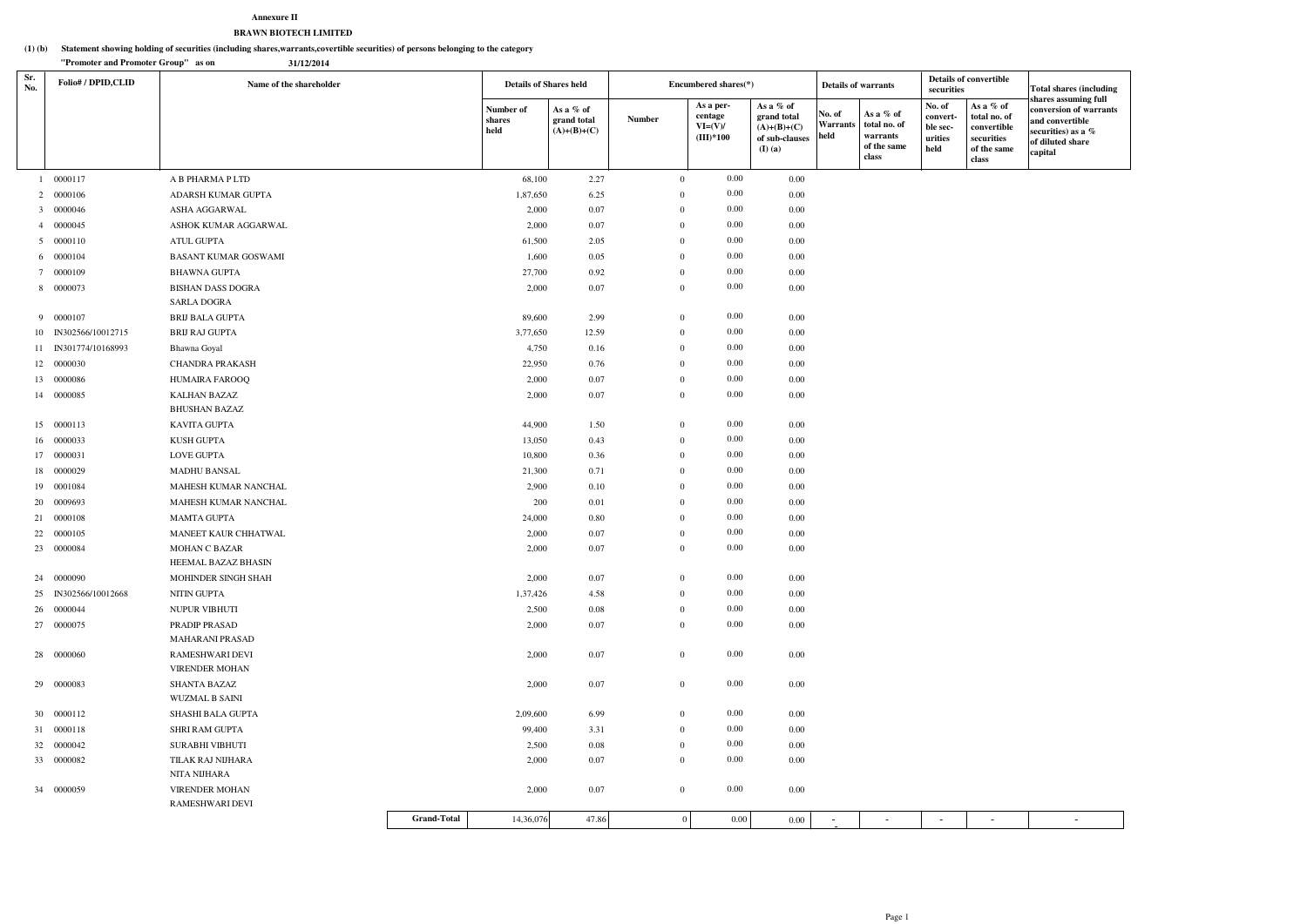**Annexure II**

**BRAWN BIOTECH LIMITED**

**(1) (b) Statement showing holding of securities (including shares,warrants,covertible securities) of persons belonging to the category "Promoter and Promoter Group" as on 31/12/2014**

| Sr. No. | Folio# / DPID,CLID | Name of the shareholder | Details of Shares held | | Encumbered shares(*) | | | Details of warrants | | Details of convertible securities | | Total shares (including shares assuming full conversion of warrants and convertible securities) as a % of diluted share capital |
|---|---|---|---|---|---|---|---|---|---|---|---|---|
| | | | Number of shares held | As a % of grand total (A)+(B)+(C) | Number | As a percentage VI=(V)/(III)*100 | As a % of grand total (A)+(B)+(C) of sub-clauses (I) (a) | No. of Warrants held | As a % total no. of warrants of the same class | No. of convertble securities held | As a % of total no. of convertible securities of the same class | |
| 1 | 0000117 | A B PHARMA P LTD | 68,100 | 2.27 | 0 | 0.00 | 0.00 | | | | | |
| 2 | 0000106 | ADARSH KUMAR GUPTA | 1,87,650 | 6.25 | 0 | 0.00 | 0.00 | | | | | |
| 3 | 0000046 | ASHA AGGARWAL | 2,000 | 0.07 | 0 | 0.00 | 0.00 | | | | | |
| 4 | 0000045 | ASHOK KUMAR AGGARWAL | 2,000 | 0.07 | 0 | 0.00 | 0.00 | | | | | |
| 5 | 0000110 | ATUL GUPTA | 61,500 | 2.05 | 0 | 0.00 | 0.00 | | | | | |
| 6 | 0000104 | BASANT KUMAR GOSWAMI | 1,600 | 0.05 | 0 | 0.00 | 0.00 | | | | | |
| 7 | 0000109 | BHAWNA GUPTA | 27,700 | 0.92 | 0 | 0.00 | 0.00 | | | | | |
| 8 | 0000073 | BISHAN DASS DOGRA<br>SARLA DOGRA | 2,000 | 0.07 | 0 | 0.00 | 0.00 | | | | | |
| 9 | 0000107 | BRIJ BALA GUPTA | 89,600 | 2.99 | 0 | 0.00 | 0.00 | | | | | |
| 10 | IN302566/10012715 | BRIJ RAJ GUPTA | 3,77,650 | 12.59 | 0 | 0.00 | 0.00 | | | | | |
| 11 | IN301774/10168993 | Bhawna Goyal | 4,750 | 0.16 | 0 | 0.00 | 0.00 | | | | | |
| 12 | 0000030 | CHANDRA PRAKASH | 22,950 | 0.76 | 0 | 0.00 | 0.00 | | | | | |
| 13 | 0000086 | HUMAIRA FAROOQ | 2,000 | 0.07 | 0 | 0.00 | 0.00 | | | | | |
| 14 | 0000085 | KALHAN BAZAZ<br>BHUSHAN BAZAZ | 2,000 | 0.07 | 0 | 0.00 | 0.00 | | | | | |
| 15 | 0000113 | KAVITA GUPTA | 44,900 | 1.50 | 0 | 0.00 | 0.00 | | | | | |
| 16 | 0000033 | KUSH GUPTA | 13,050 | 0.43 | 0 | 0.00 | 0.00 | | | | | |
| 17 | 0000031 | LOVE GUPTA | 10,800 | 0.36 | 0 | 0.00 | 0.00 | | | | | |
| 18 | 0000029 | MADHU BANSAL | 21,300 | 0.71 | 0 | 0.00 | 0.00 | | | | | |
| 19 | 0001084 | MAHESH KUMAR NANCHAL | 2,900 | 0.10 | 0 | 0.00 | 0.00 | | | | | |
| 20 | 0009693 | MAHESH KUMAR NANCHAL | 200 | 0.01 | 0 | 0.00 | 0.00 | | | | | |
| 21 | 0000108 | MAMTA GUPTA | 24,000 | 0.80 | 0 | 0.00 | 0.00 | | | | | |
| 22 | 0000105 | MANEET KAUR CHHATWAL | 2,000 | 0.07 | 0 | 0.00 | 0.00 | | | | | |
| 23 | 0000084 | MOHAN C BAZAR<br>HEEMAL BAZAZ BHASIN | 2,000 | 0.07 | 0 | 0.00 | 0.00 | | | | | |
| 24 | 0000090 | MOHINDER SINGH SHAH | 2,000 | 0.07 | 0 | 0.00 | 0.00 | | | | | |
| 25 | IN302566/10012668 | NITIN GUPTA | 1,37,426 | 4.58 | 0 | 0.00 | 0.00 | | | | | |
| 26 | 0000044 | NUPUR VIBHUTI | 2,500 | 0.08 | 0 | 0.00 | 0.00 | | | | | |
| 27 | 0000075 | PRADIP PRASAD<br>MAHARANI PRASAD | 2,000 | 0.07 | 0 | 0.00 | 0.00 | | | | | |
| 28 | 0000060 | RAMESHWARI DEVI<br>VIRENDER MOHAN | 2,000 | 0.07 | 0 | 0.00 | 0.00 | | | | | |
| 29 | 0000083 | SHANTA BAZAZ<br>WUZMAL B SAINI | 2,000 | 0.07 | 0 | 0.00 | 0.00 | | | | | |
| 30 | 0000112 | SHASHI BALA GUPTA | 2,09,600 | 6.99 | 0 | 0.00 | 0.00 | | | | | |
| 31 | 0000118 | SHRI RAM GUPTA | 99,400 | 3.31 | 0 | 0.00 | 0.00 | | | | | |
| 32 | 0000042 | SURABHI VIBHUTI | 2,500 | 0.08 | 0 | 0.00 | 0.00 | | | | | |
| 33 | 0000082 | TILAK RAJ NIJHARA<br>NITA NIJHARA | 2,000 | 0.07 | 0 | 0.00 | 0.00 | | | | | |
| 34 | 0000059 | VIRENDER MOHAN<br>RAMESHWARI DEVI | 2,000 | 0.07 | 0 | 0.00 | 0.00 | | | | | |
| | | **Grand-Total** | 14,36,076 | 47.86 | 0 | 0.00 | 0.00 | - | - | - | - | - |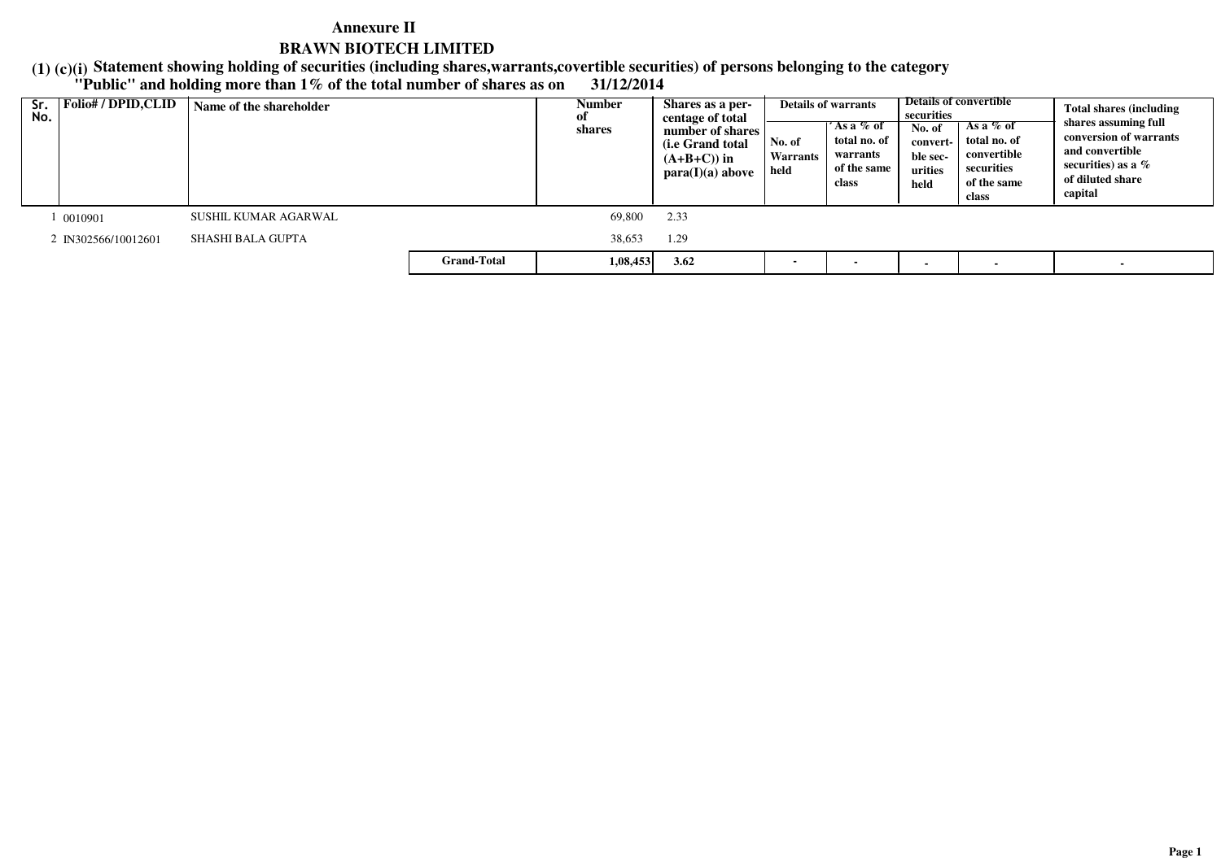# Annexure II

## BRAWN BIOTECH LIMITED

**(1) (c)(i) Statement showing holding of securities (including shares,warrants,covertible securities) of persons belonging to the category "Public" and holding more than 1% of the total number of shares as on 31/12/2014**

| Sr. No. | Folio# / DPID,CLID | Name of the shareholder | | Number of shares | Shares as a percentage of total number of shares (i.e Grand total (A+B+C)) in para(I)(a) above | Details of warrants | | Details of convertible securities | | Total shares (including shares assuming full conversion of warrants and convertible securities) as a % of diluted share capital |
|---|---|---|---|---|---|---|---|---|---|---|
| | | | | | | No. of Warrants held | As a % of total no. of warrants of the same class | No. of convertible securities held | As a % of total no. of convertible securities of the same class | |
| 1 | 0010901 | SUSHIL KUMAR AGARWAL | | 69,800 | 2.33 | | | | | |
| 2 | IN302566/10012601 | SHASHI BALA GUPTA | | 38,653 | 1.29 | | | | | |
| | | | **Grand-Total** | **1,08,453** | **3.62** | - | - | - | - | - |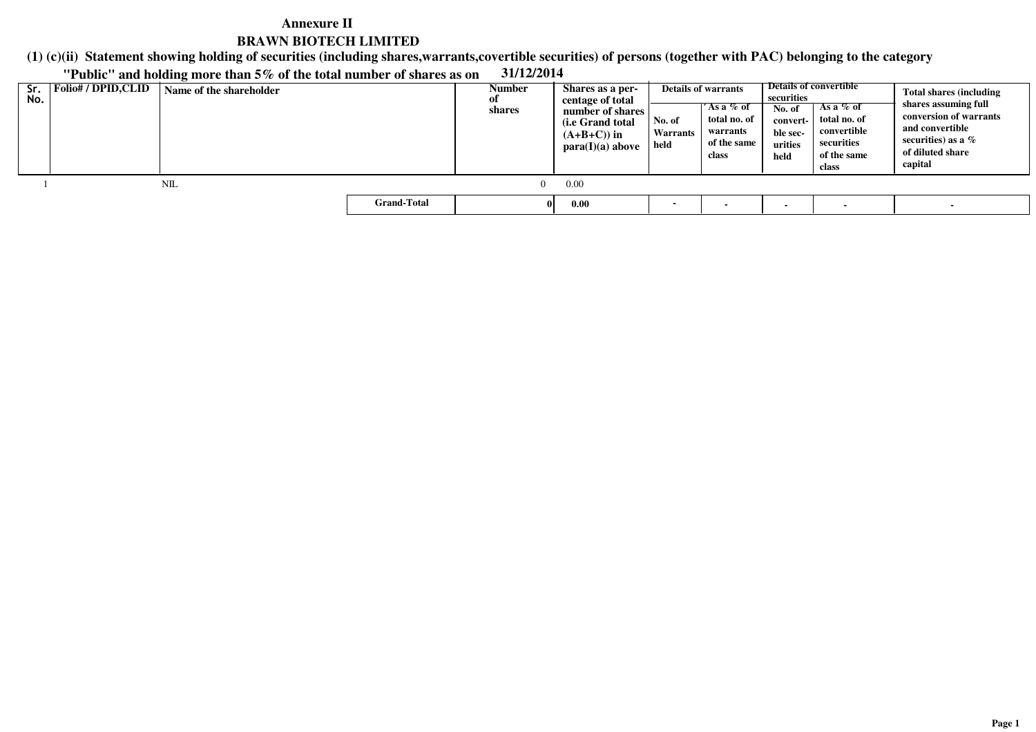**Annexure II**

**BRAWN BIOTECH LIMITED**

**(1) (c)(ii) Statement showing holding of securities (including shares,warrants,covertible securities) of persons (together with PAC) belonging to the category "Public" and holding more than 5% of the total number of shares as on 31/12/2014**

| Sr. No. | Folio# / DPID,CLID | Name of the shareholder | Number of shares | Shares as a per-centage of total number of shares (i.e Grand total (A+B+C)) in para(I)(a) above | Details of warrants | | Details of convertible securities | | Total shares (including shares assuming full conversion of warrants and convertible securities) as a % of diluted share capital |
|---|---|---|---|---|---|---|---|---|---|
| | | | | | No. of Warrants held | As a % of total no. of warrants of the same class | No. of convert-ble sec-urities held | As a % of total no. of convertible securities of the same class | |
| 1 | | NIL | 0 | 0.00 | | | | | |
| | | **Grand-Total** | **0** | **0.00** | - | - | - | - | - |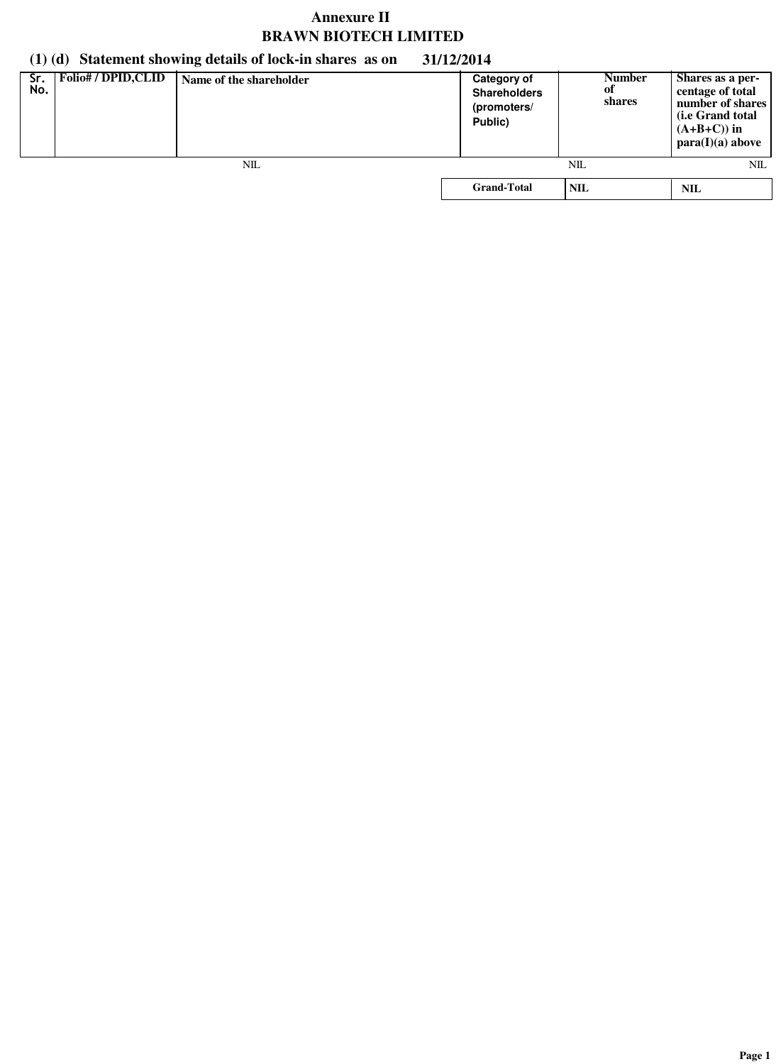# Annexure II
# BRAWN BIOTECH LIMITED

## (1) (d) Statement showing details of lock-in shares as on 31/12/2014

| Sr. No. | Folio# / DPID,CLID | Name of the shareholder | Category of Shareholders (promoters/ Public) | Number of shares | Shares as a per-centage of total number of shares (i.e Grand total (A+B+C)) in para(I)(a) above |
|---|---|---|---|---|---|
| | | NIL | | NIL | NIL |
| | | | Grand-Total | NIL | NIL |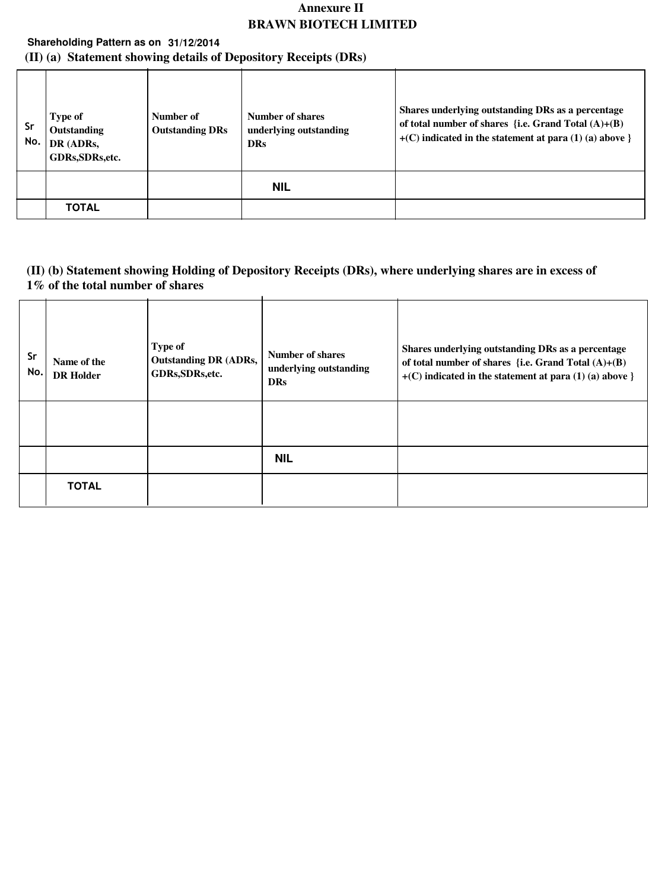# Annexure II

# BRAWN BIOTECH LIMITED

**Shareholding Pattern as on 31/12/2014**

**(II) (a) Statement showing details of Depository Receipts (DRs)**

| Sr No. | Type of Outstanding DR (ADRs, GDRs,SDRs,etc. | Number of Outstanding DRs | Number of shares underlying outstanding DRs | Shares underlying outstanding DRs as a percentage of total number of shares {i.e. Grand Total (A)+(B)+(C) indicated in the statement at para (1) (a) above } |
|---|---|---|---|---|
| | | | NIL | |
| | TOTAL | | | |

**(II) (b) Statement showing Holding of Depository Receipts (DRs), where underlying shares are in excess of 1% of the total number of shares**

| Sr No. | Name of the DR Holder | Type of Outstanding DR (ADRs, GDRs,SDRs,etc. | Number of shares underlying outstanding DRs | Shares underlying outstanding DRs as a percentage of total number of shares {i.e. Grand Total (A)+(B)+(C) indicated in the statement at para (1) (a) above } |
|---|---|---|---|---|
| | | | | |
| | | | NIL | |
| | TOTAL | | | |